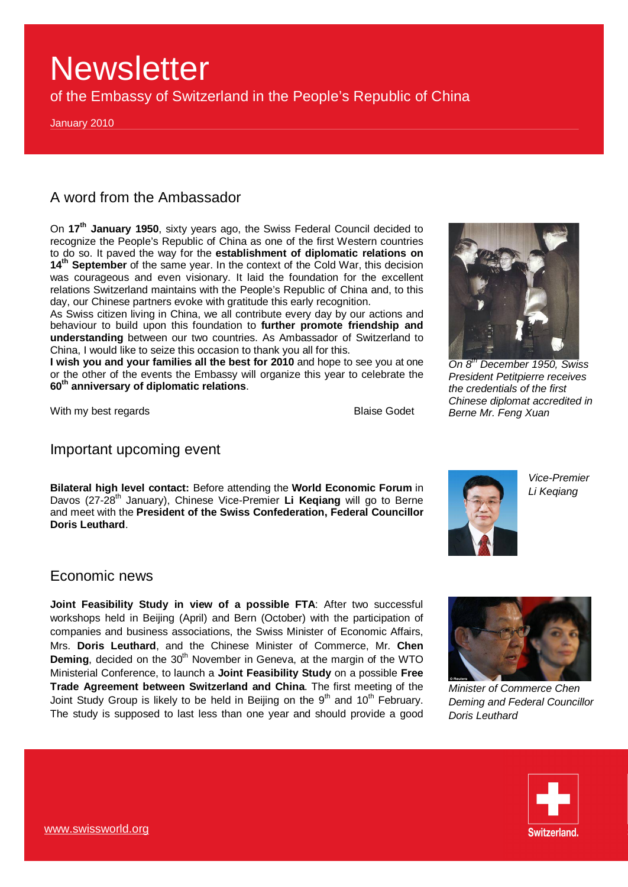# Newsletter

of the Embassy of Switzerland in the People's Republic of China

January 2010

## A word from the Ambassador

On **17th January 1950**, sixty years ago, the Swiss Federal Council decided to recognize the People's Republic of China as one of the first Western countries to do so. It paved the way for the **establishment of diplomatic relations on 14th September** of the same year. In the context of the Cold War, this decision was courageous and even visionary. It laid the foundation for the excellent relations Switzerland maintains with the People's Republic of China and, to this day, our Chinese partners evoke with gratitude this early recognition.

As Swiss citizen living in China, we all contribute every day by our actions and behaviour to build upon this foundation to **further promote friendship and understanding** between our two countries. As Ambassador of Switzerland to China, I would like to seize this occasion to thank you all for this.

**I wish you and your families all the best for 2010** and hope to see you at one or the other of the events the Embassy will organize this year to celebrate the **60th anniversary of diplomatic relations**.

With my best regards

Blaise Godet

*On 8th December 1950, Swiss President Petitpierre receives the credentials of the first Chinese diplomat accredited in Berne Mr. Feng Xuan*

## Important upcoming event

**Bilateral high level contact:** Before attending the **World Economic Forum** in Davos (27-28th January), Chinese Vice-Premier **Li Keqiang** will go to Berne and meet with the **President of the Swiss Confederation, Federal Councillor Doris Leuthard**.

*Vice-Premier Li Keqiang*

## Economic news

**Joint Feasibility Study in view of a possible FTA**: After two successful workshops held in Beijing (April) and Bern (October) with the participation of companies and business associations, the Swiss Minister of Economic Affairs, Mrs. **Doris Leuthard**, and the Chinese Minister of Commerce, Mr. **Chen Deming**, decided on the 30th November in Geneva, at the margin of the WTO Ministerial Conference, to launch a **Joint Feasibility Study** on a possible **Free Trade Agreement between Switzerland and China**. The first meeting of the Joint Study Group is likely to be held in Beijing on the 9th and 10th February. The study is supposed to last less than one year and should provide a good

*Minister of Commerce Chen Deming and Federal Councillor Doris Leuthard*

www.swissworld.org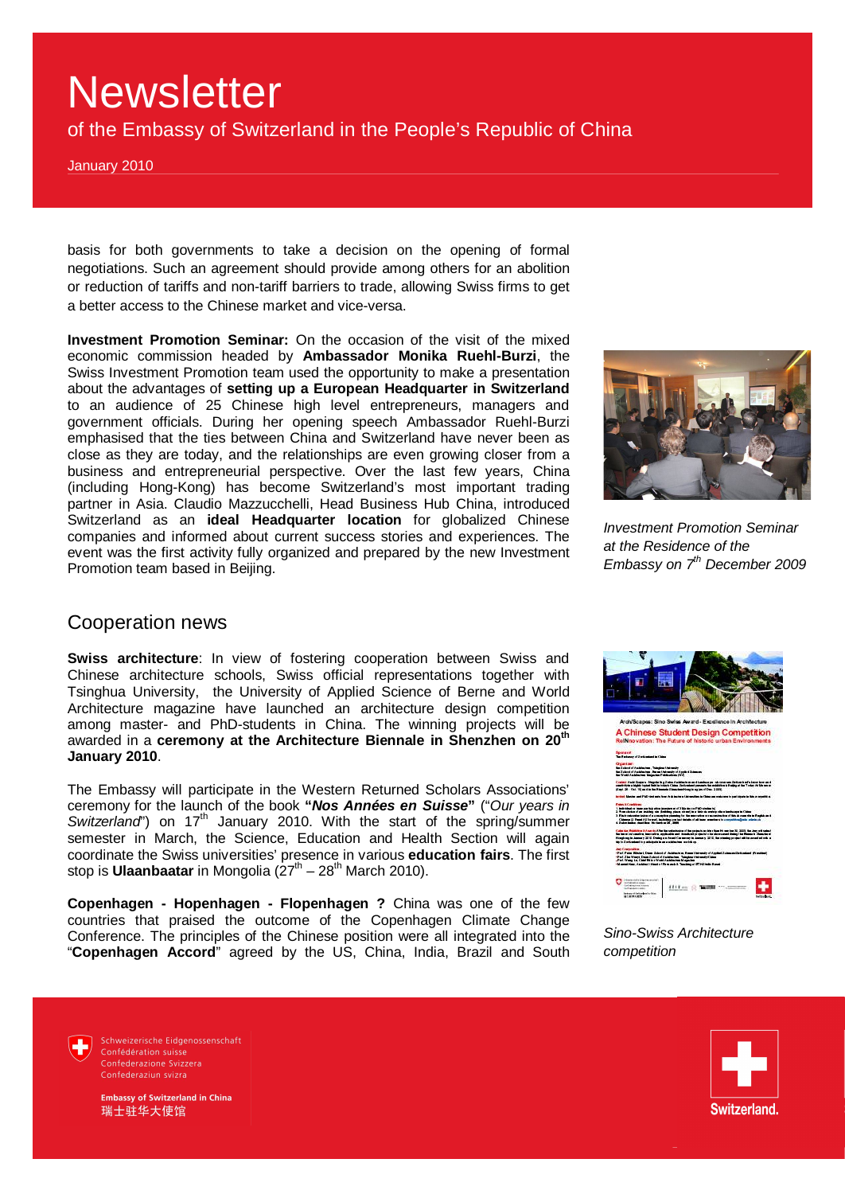basis for both governments to take a decision on the opening of formal negotiations. Such an agreement should provide among others for an abolition or reduction of tariffs and non-tariff barriers to trade, allowing Swiss firms to get a better access to the Chinese market and vice-versa.

**Investment Promotion Seminar:** On the occasion of the visit of the mixed economic commission headed by **Ambassador Monika Ruehl-Burzi**, the Swiss Investment Promotion team used the opportunity to make a presentation about the advantages of **setting up a European Headquarter in Switzerland** to an audience of 25 Chinese high level entrepreneurs, managers and government officials. During her opening speech Ambassador Ruehl-Burzi emphasised that the ties between China and Switzerland have never been as close as they are today, and the relationships are even growing closer from a business and entrepreneurial perspective. Over the last few years, China (including Hong-Kong) has become Switzerland's most important trading partner in Asia. Claudio Mazzucchelli, Head Business Hub China, introduced Switzerland as an **ideal Headquarter location** for globalized Chinese companies and informed about current success stories and experiences. The event was the first activity fully organized and prepared by the new Investment Promotion team based in Beijing.

*Investment Promotion Seminar at the Residence of the Embassy on 7th December 2009*

## Cooperation news

**Swiss architecture**: In view of fostering cooperation between Swiss and Chinese architecture schools, Swiss official representations together with Tsinghua University, the University of Applied Science of Berne and World Architecture magazine have launched an architecture design competition among master- and PhD-students in China. The winning projects will be awarded in a **ceremony at the Architecture Biennale in Shenzhen on 20th January 2010**.

The Embassy will participate in the Western Returned Scholars Associations' ceremony for the launch of the book **"*Nos Années en Suisse*"** ("*Our years in Switzerland*") on 17th January 2010. With the start of the spring/summer semester in March, the Science, Education and Health Section will again coordinate the Swiss universities' presence in various **education fairs**. The first stop is **Ulaanbaatar** in Mongolia (27th – 28th March 2010).

**Copenhagen - Hopenhagen - Flopenhagen ?** China was one of the few countries that praised the outcome of the Copenhagen Climate Change Conference. The principles of the Chinese position were all integrated into the "**Copenhagen Accord**" agreed by the US, China, India, Brazil and South

*Sino-Swiss Architecture competition*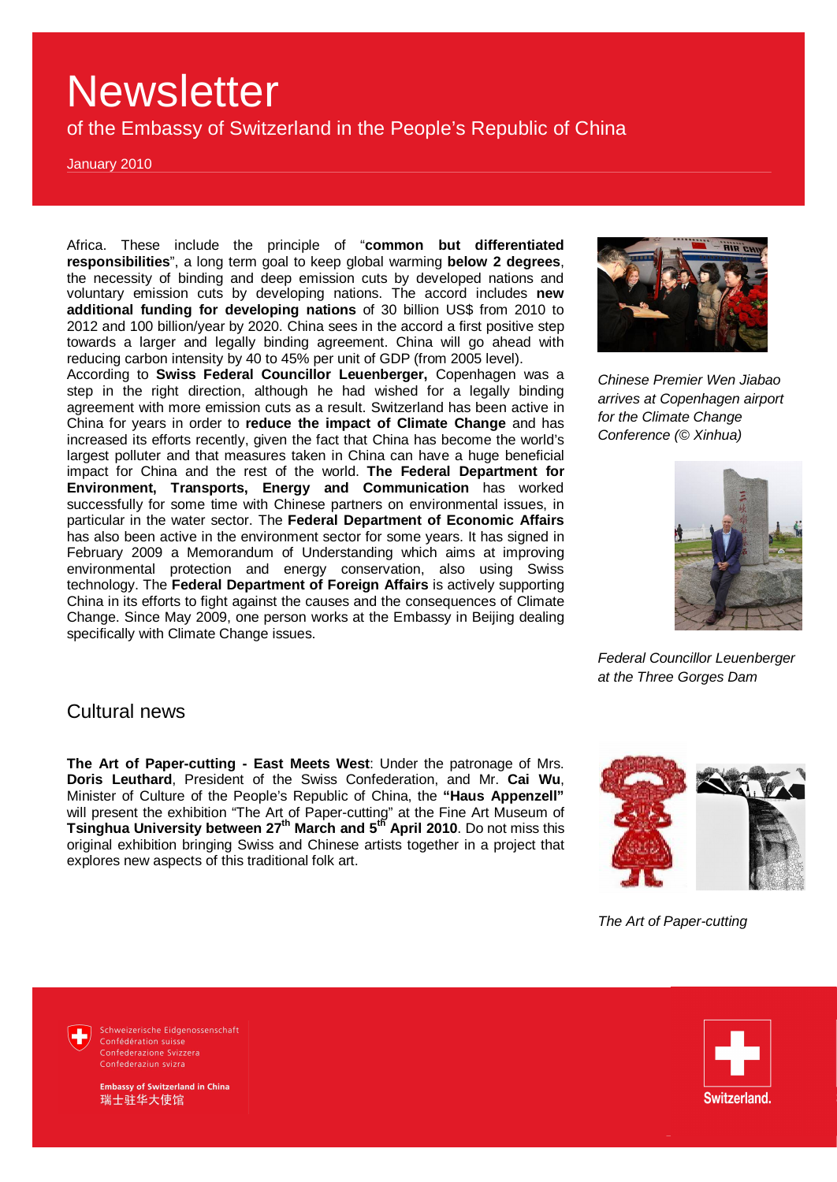Africa. These include the principle of "**common but differentiated responsibilities**", a long term goal to keep global warming **below 2 degrees**, the necessity of binding and deep emission cuts by developed nations and voluntary emission cuts by developing nations. The accord includes **new additional funding for developing nations** of 30 billion US$ from 2010 to 2012 and 100 billion/year by 2020. China sees in the accord a first positive step towards a larger and legally binding agreement. China will go ahead with reducing carbon intensity by 40 to 45% per unit of GDP (from 2005 level).

According to **Swiss Federal Councillor Leuenberger,** Copenhagen was a step in the right direction, although he had wished for a legally binding agreement with more emission cuts as a result. Switzerland has been active in China for years in order to **reduce the impact of Climate Change** and has increased its efforts recently, given the fact that China has become the world's largest polluter and that measures taken in China can have a huge beneficial impact for China and the rest of the world. **The Federal Department for Environment, Transports, Energy and Communication** has worked successfully for some time with Chinese partners on environmental issues, in particular in the water sector. The **Federal Department of Economic Affairs** has also been active in the environment sector for some years. It has signed in February 2009 a Memorandum of Understanding which aims at improving environmental protection and energy conservation, also using Swiss technology. The **Federal Department of Foreign Affairs** is actively supporting China in its efforts to fight against the causes and the consequences of Climate Change. Since May 2009, one person works at the Embassy in Beijing dealing specifically with Climate Change issues.

*Chinese Premier Wen Jiabao arrives at Copenhagen airport for the Climate Change Conference (© Xinhua)*

*Federal Councillor Leuenberger at the Three Gorges Dam*

## Cultural news

**The Art of Paper-cutting - East Meets West**: Under the patronage of Mrs. **Doris Leuthard**, President of the Swiss Confederation, and Mr. **Cai Wu**, Minister of Culture of the People's Republic of China, the **"Haus Appenzell"** will present the exhibition "The Art of Paper-cutting" at the Fine Art Museum of **Tsinghua University between 27th March and 5th April 2010**. Do not miss this original exhibition bringing Swiss and Chinese artists together in a project that explores new aspects of this traditional folk art.

*The Art of Paper-cutting*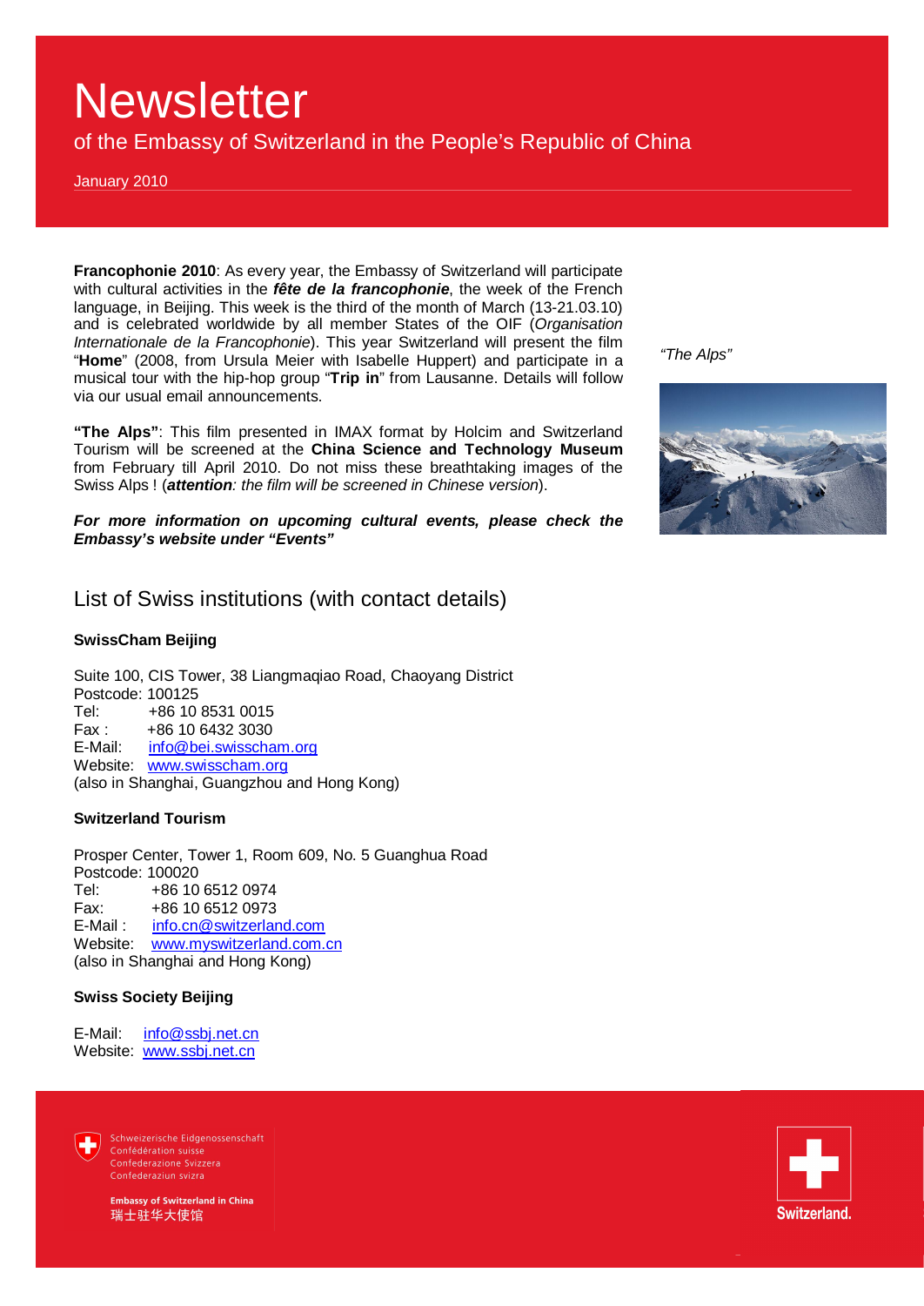**Francophonie 2010**: As every year, the Embassy of Switzerland will participate with cultural activities in the ***fête de la francophonie***, the week of the French language, in Beijing. This week is the third of the month of March (13-21.03.10) and is celebrated worldwide by all member States of the OIF (*Organisation Internationale de la Francophonie*). This year Switzerland will present the film "**Home**" (2008, from Ursula Meier with Isabelle Huppert) and participate in a musical tour with the hip-hop group "**Trip in**" from Lausanne. Details will follow via our usual email announcements.

**"The Alps"**: This film presented in IMAX format by Holcim and Switzerland Tourism will be screened at the **China Science and Technology Museum** from February till April 2010. Do not miss these breathtaking images of the Swiss Alps ! (***attention****: the film will be screened in Chinese version*).

*"The Alps"*

***For more information on upcoming cultural events, please check the Embassy's website under "Events"***

## List of Swiss institutions (with contact details)

**SwissCham Beijing**

Suite 100, CIS Tower, 38 Liangmaqiao Road, Chaoyang District
Postcode: 100125
Tel: +86 10 8531 0015
Fax : +86 10 6432 3030
E-Mail: info@bei.swisscham.org
Website: www.swisscham.org
(also in Shanghai, Guangzhou and Hong Kong)

**Switzerland Tourism**

Prosper Center, Tower 1, Room 609, No. 5 Guanghua Road
Postcode: 100020
Tel: +86 10 6512 0974
Fax: +86 10 6512 0973
E-Mail : info.cn@switzerland.com
Website: www.myswitzerland.com.cn
(also in Shanghai and Hong Kong)

**Swiss Society Beijing**

E-Mail: info@ssbj.net.cn
Website: www.ssbj.net.cn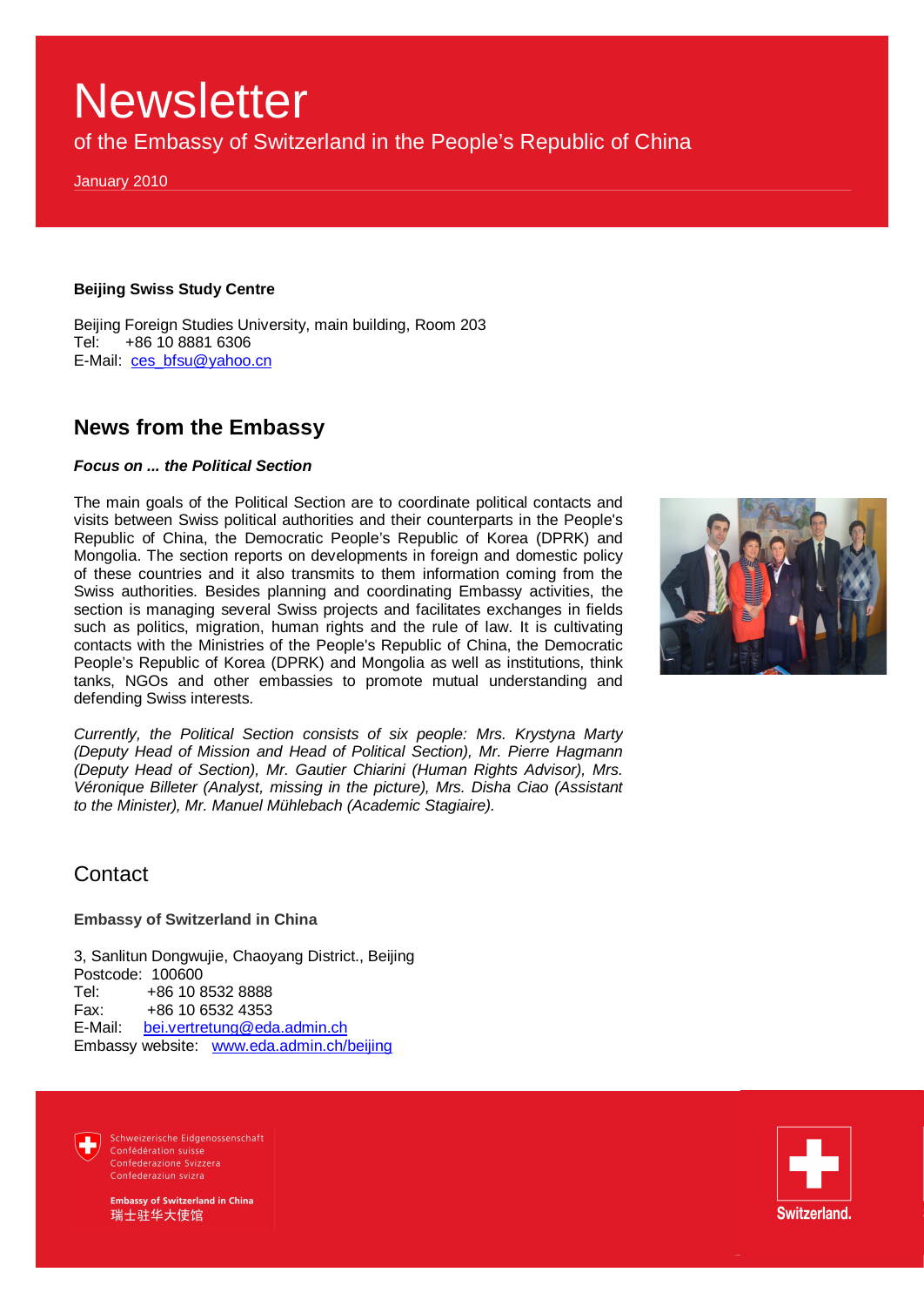# Newsletter

of the Embassy of Switzerland in the People's Republic of China

January 2010

**Beijing Swiss Study Centre**

Beijing Foreign Studies University, main building, Room 203
Tel: +86 10 8881 6306
E-Mail: ces_bfsu@yahoo.cn

## News from the Embassy

***Focus on ... the Political Section***

The main goals of the Political Section are to coordinate political contacts and visits between Swiss political authorities and their counterparts in the People's Republic of China, the Democratic People's Republic of Korea (DPRK) and Mongolia. The section reports on developments in foreign and domestic policy of these countries and it also transmits to them information coming from the Swiss authorities. Besides planning and coordinating Embassy activities, the section is managing several Swiss projects and facilitates exchanges in fields such as politics, migration, human rights and the rule of law. It is cultivating contacts with the Ministries of the People's Republic of China, the Democratic People's Republic of Korea (DPRK) and Mongolia as well as institutions, think tanks, NGOs and other embassies to promote mutual understanding and defending Swiss interests.

*Currently, the Political Section consists of six people: Mrs. Krystyna Marty (Deputy Head of Mission and Head of Political Section), Mr. Pierre Hagmann (Deputy Head of Section), Mr. Gautier Chiarini (Human Rights Advisor), Mrs. Véronique Billeter (Analyst, missing in the picture), Mrs. Disha Ciao (Assistant to the Minister), Mr. Manuel Mühlebach (Academic Stagiaire).*

## Contact

**Embassy of Switzerland in China**

3, Sanlitun Dongwujie, Chaoyang District., Beijing
Postcode: 100600
Tel: +86 10 8532 8888
Fax: +86 10 6532 4353
E-Mail: bei.vertretung@eda.admin.ch
Embassy website: www.eda.admin.ch/beijing

Schweizerische Eidgenossenschaft
Confédération suisse
Confederazione Svizzera
Confederaziun svizra

**Embassy of Switzerland in China**
瑞士驻华大使馆

Switzerland.